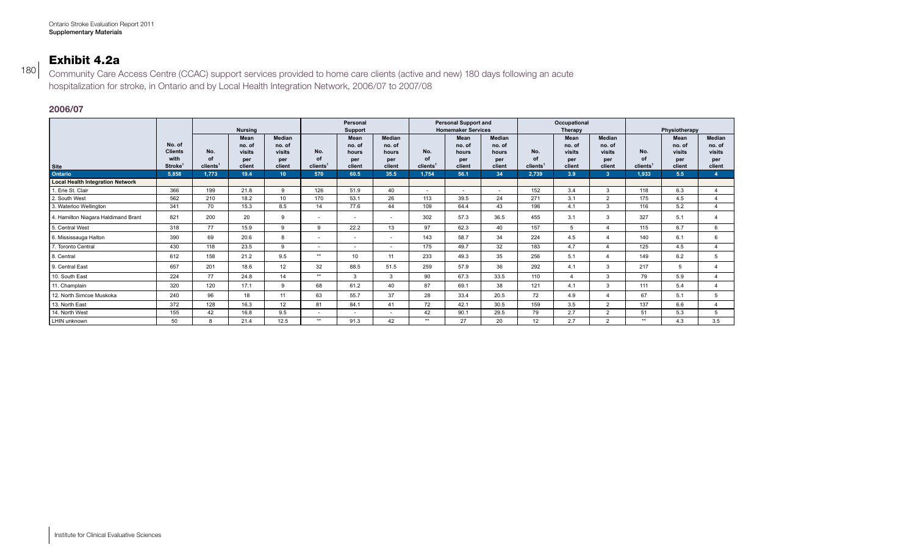## Exhibit 4.2a

Community Care Access Centre (CCAC) support services provided to home care clients (active and new) 180 days following an acute hospitalization for stroke, in Ontario and by Local Health Integration Network, 2006/07 to 2007/08

### 2006/07

| Site | No. of Clients with Stroke[1] | Nursing | | | Personal Support | | | Personal Support and Homemaker Services | | | Occupational Therapy | | | Physiotherapy | | |
|---|---|---|---|---|---|---|---|---|---|---|---|---|---|---|---|---|
| | | No. of clients[1] | Mean no. of visits per client | Median no. of visits per client | No. of clients[1] | Mean no. of hours per client | Median no. of hours per client | No. of clients[1] | Mean no. of hours per client | Median no. of hours per client | No. of clients[1] | Mean no. of visits per client | Median no. of visits per client | No. of clients[1] | Mean no. of visits per client | Median no. of visits per client |
| **Ontario** | **5,858** | **1,773** | **19.4** | **10** | **570** | **60.5** | **35.5** | **1,754** | **56.1** | **34** | **2,739** | **3.9** | **3** | **1,933** | **5.5** | **4** |
| **Local Health Integration Network** | | | | | | | | | | | | | | | | |
| 1. Erie St. Clair | 366 | 199 | 21.8 | 9 | 126 | 51.9 | 40 | - | - | - | 152 | 3.4 | 3 | 118 | 6.3 | 4 |
| 2. South West | 562 | 210 | 18.2 | 10 | 170 | 53.1 | 26 | 113 | 39.5 | 24 | 271 | 3.1 | 2 | 175 | 4.5 | 4 |
| 3. Waterloo Wellington | 341 | 70 | 15.3 | 8.5 | 14 | 77.6 | 44 | 109 | 64.4 | 43 | 196 | 4.1 | 3 | 116 | 5.2 | 4 |
| 4. Hamilton Niagara Haldimand Brant | 821 | 200 | 20 | 9 | - | - | - | 302 | 57.3 | 36.5 | 455 | 3.1 | 3 | 327 | 5.1 | 4 |
| 5. Central West | 318 | 77 | 15.9 | 9 | 9 | 22.2 | 13 | 97 | 62.3 | 40 | 157 | 5 | 4 | 115 | 6.7 | 6 |
| 6. Mississauga Halton | 390 | 69 | 20.6 | 8 | - | - | - | 143 | 58.7 | 34 | 224 | 4.5 | 4 | 140 | 6.1 | 6 |
| 7. Toronto Central | 430 | 118 | 23.5 | 9 | - | - | - | 175 | 49.7 | 32 | 183 | 4.7 | 4 | 125 | 4.5 | 4 |
| 8. Central | 612 | 158 | 21.2 | 9.5 | ** | 10 | 11 | 233 | 49.3 | 35 | 256 | 5.1 | 4 | 149 | 6.2 | 5 |
| 9. Central East | 657 | 201 | 18.6 | 12 | 32 | 88.5 | 51.5 | 259 | 57.9 | 36 | 292 | 4.1 | 3 | 217 | 5 | 4 |
| 10. South East | 224 | 77 | 24.8 | 14 | ** | 3 | 3 | 90 | 67.3 | 33.5 | 110 | 4 | 3 | 79 | 5.9 | 4 |
| 11. Champlain | 320 | 120 | 17.1 | 9 | 68 | 61.2 | 40 | 87 | 69.1 | 38 | 121 | 4.1 | 3 | 111 | 5.4 | 4 |
| 12. North Simcoe Muskoka | 240 | 96 | 18 | 11 | 63 | 55.7 | 37 | 28 | 33.4 | 20.5 | 72 | 4.9 | 4 | 67 | 5.1 | 5 |
| 13. North East | 372 | 128 | 16.3 | 12 | 81 | 84.1 | 41 | 72 | 42.1 | 30.5 | 159 | 3.5 | 2 | 137 | 6.6 | 4 |
| 14. North West | 155 | 42 | 16.8 | 9.5 | - | - | - | 42 | 90.1 | 29.5 | 79 | 2.7 | 2 | 51 | 5.3 | 5 |
| LHIN unknown | 50 | 8 | 21.4 | 12.5 | ** | 91.3 | 42 | ** | 27 | 20 | 12 | 2.7 | 2 | ** | 4.3 | 3.5 |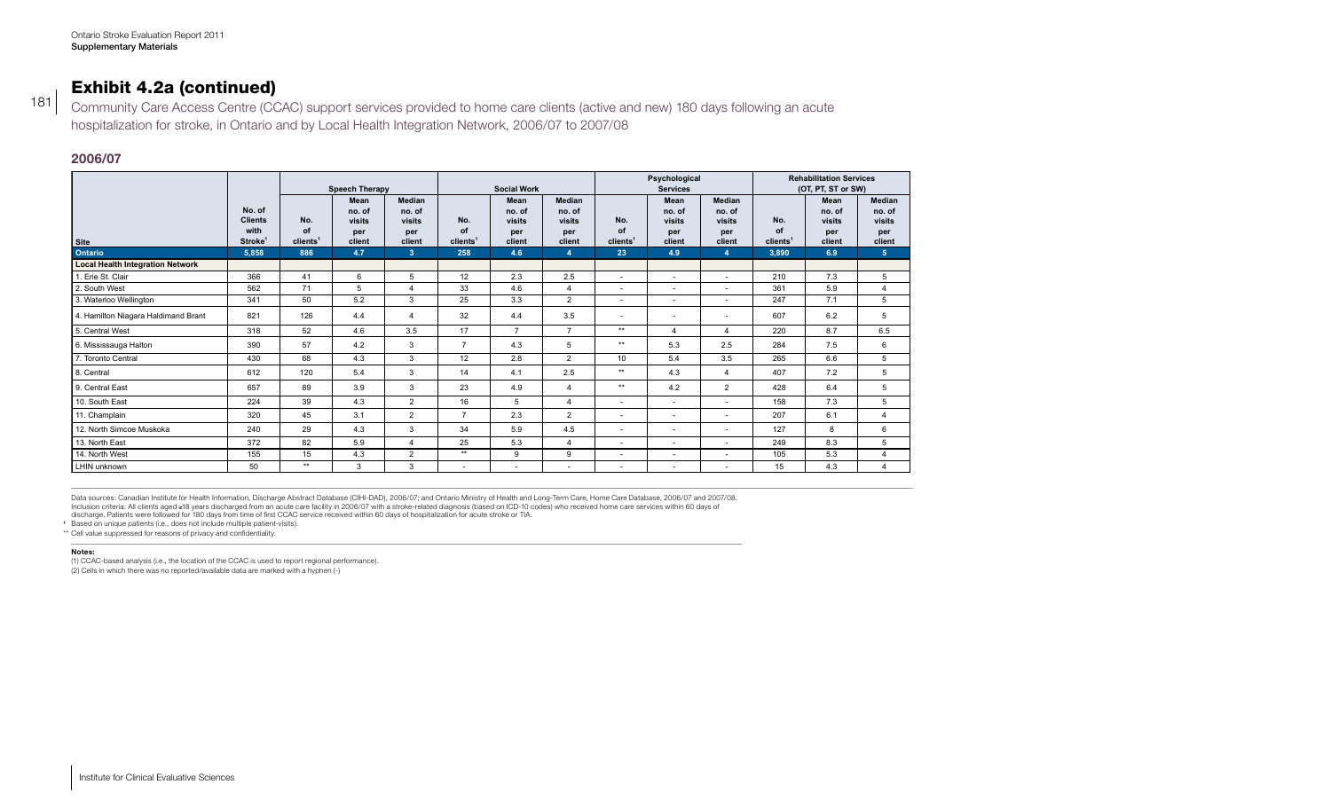## Exhibit 4.2a (continued)

Community Care Access Centre (CCAC) support services provided to home care clients (active and new) 180 days following an acute hospitalization for stroke, in Ontario and by Local Health Integration Network, 2006/07 to 2007/08

### 2006/07

| Site | No. of Clients with Stroke[1] | Speech Therapy | | | Social Work | | | Psychological Services | | | Rehabilitation Services (OT, PT, ST or SW) | | |
|---|---|---|---|---|---|---|---|---|---|---|---|---|---|
| | | No. of clients[1] | Mean no. of visits per client | Median no. of visits per client | No. of clients[1] | Mean no. of visits per client | Median no. of visits per client | No. of clients[1] | Mean no. of visits per client | Median no. of visits per client | No. of clients[1] | Mean no. of visits per client | Median no. of visits per client |
| **Ontario** | **5,858** | **886** | **4.7** | **3** | **258** | **4.6** | **4** | **23** | **4.9** | **4** | **3,890** | **6.9** | **5** |
| **Local Health Integration Network** | | | | | | | | | | | | | |
| 1. Erie St. Clair | 366 | 41 | 6 | 5 | 12 | 2.3 | 2.5 | - | - | - | 210 | 7.3 | 5 |
| 2. South West | 562 | 71 | 5 | 4 | 33 | 4.6 | 4 | - | - | - | 361 | 5.9 | 4 |
| 3. Waterloo Wellington | 341 | 50 | 5.2 | 3 | 25 | 3.3 | 2 | - | - | - | 247 | 7.1 | 5 |
| 4. Hamilton Niagara Haldimand Brant | 821 | 126 | 4.4 | 4 | 32 | 4.4 | 3.5 | - | - | - | 607 | 6.2 | 5 |
| 5. Central West | 318 | 52 | 4.6 | 3.5 | 17 | 7 | 7 | ** | 4 | 4 | 220 | 8.7 | 6.5 |
| 6. Mississauga Halton | 390 | 57 | 4.2 | 3 | 7 | 4.3 | 5 | ** | 5.3 | 2.5 | 284 | 7.5 | 6 |
| 7. Toronto Central | 430 | 68 | 4.3 | 3 | 12 | 2.8 | 2 | 10 | 5.4 | 3.5 | 265 | 6.6 | 5 |
| 8. Central | 612 | 120 | 5.4 | 3 | 14 | 4.1 | 2.5 | ** | 4.3 | 4 | 407 | 7.2 | 5 |
| 9. Central East | 657 | 89 | 3.9 | 3 | 23 | 4.9 | 4 | ** | 4.2 | 2 | 428 | 6.4 | 5 |
| 10. South East | 224 | 39 | 4.3 | 2 | 16 | 5 | 4 | - | - | - | 158 | 7.3 | 5 |
| 11. Champlain | 320 | 45 | 3.1 | 2 | 7 | 2.3 | 2 | - | - | - | 207 | 6.1 | 4 |
| 12. North Simcoe Muskoka | 240 | 29 | 4.3 | 3 | 34 | 5.9 | 4.5 | - | - | - | 127 | 8 | 6 |
| 13. North East | 372 | 82 | 5.9 | 4 | 25 | 5.3 | 4 | - | - | - | 249 | 8.3 | 5 |
| 14. North West | 155 | 15 | 4.3 | 2 | ** | 9 | 9 | - | - | - | 105 | 5.3 | 4 |
| LHIN unknown | 50 | ** | 3 | 3 | - | - | - | - | - | - | 15 | 4.3 | 4 |

Data sources: Canadian Institute for Health Information, Discharge Abstract Database (CIHI-DAD), 2006/07; and Ontario Ministry of Health and Long-Term Care, Home Care Database, 2006/07 and 2007/08.
Inclusion criteria: All clients aged ≥18 years discharged from an acute care facility in 2006/07 with a stroke-related diagnosis (based on ICD-10 codes) who received home care services within 60 days of discharge. Patients were followed for 180 days from time of first CCAC service received within 60 days of hospitalization for acute stroke or TIA.

[1] Based on unique patients (i.e., does not include multiple patient-visits).

** Cell value suppressed for reasons of privacy and confidentiality.

**Notes:**

(1) CCAC-based analysis (i.e., the location of the CCAC is used to report regional performance).

(2) Cells in which there was no reported/available data are marked with a hyphen (-)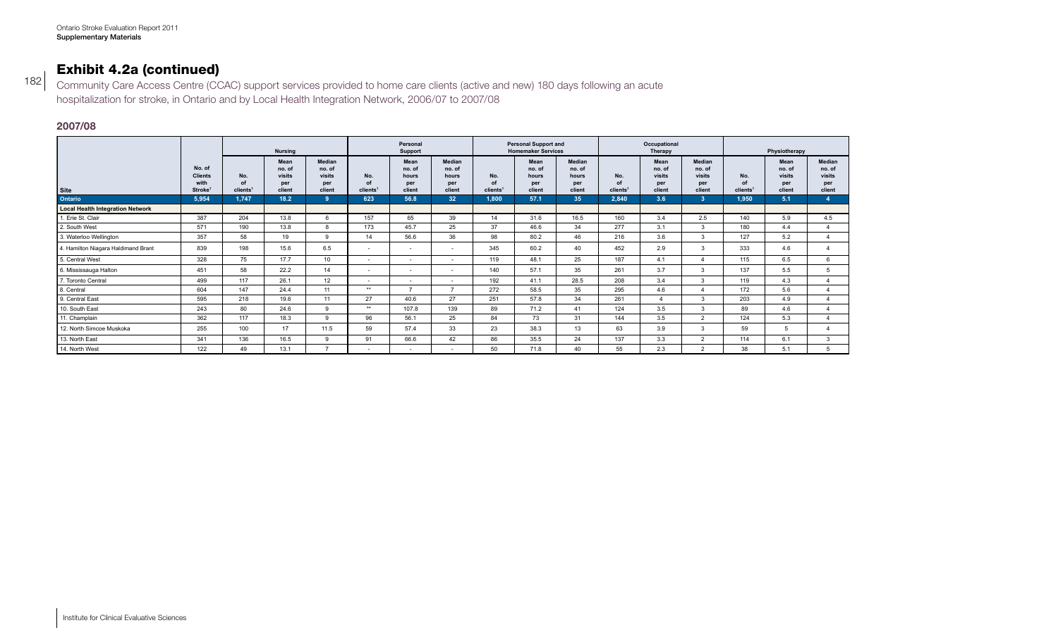# Exhibit 4.2a (continued)

Community Care Access Centre (CCAC) support services provided to home care clients (active and new) 180 days following an acute hospitalization for stroke, in Ontario and by Local Health Integration Network, 2006/07 to 2007/08

## 2007/08

| Site | No. of Clients with Stroke[1] | Nursing | | | Personal Support | | | Personal Support and Homemaker Services | | | Occupational Therapy | | | Physiotherapy | | |
|---|---|---|---|---|---|---|---|---|---|---|---|---|---|---|---|---|
| | | No. of clients[1] | Mean no. of visits per client | Median no. of visits per client | No. of clients[1] | Mean no. of hours per client | Median no. of hours per client | No. of clients[1] | Mean no. of hours per client | Median no. of hours per client | No. of clients[1] | Mean no. of visits per client | Median no. of visits per client | No. of clients[1] | Mean no. of visits per client | Median no. of visits per client |
| **Ontario** | **5,954** | **1,747** | **18.2** | **9** | **623** | **56.8** | **32** | **1,800** | **57.1** | **35** | **2,840** | **3.6** | **3** | **1,950** | **5.1** | **4** |
| **Local Health Integration Network** | | | | | | | | | | | | | | | | |
| 1. Erie St. Clair | 387 | 204 | 13.8 | 6 | 157 | 65 | 39 | 14 | 31.6 | 16.5 | 160 | 3.4 | 2.5 | 140 | 5.9 | 4.5 |
| 2. South West | 571 | 190 | 13.8 | 8 | 173 | 45.7 | 25 | 37 | 46.6 | 34 | 277 | 3.1 | 3 | 180 | 4.4 | 4 |
| 3. Waterloo Wellington | 357 | 58 | 19 | 9 | 14 | 56.6 | 36 | 98 | 80.2 | 46 | 216 | 3.6 | 3 | 127 | 5.2 | 4 |
| 4. Hamilton Niagara Haldimand Brant | 839 | 198 | 15.6 | 6.5 | - | - | - | 345 | 60.2 | 40 | 452 | 2.9 | 3 | 333 | 4.6 | 4 |
| 5. Central West | 328 | 75 | 17.7 | 10 | - | - | - | 119 | 48.1 | 25 | 187 | 4.1 | 4 | 115 | 6.5 | 6 |
| 6. Mississauga Halton | 451 | 58 | 22.2 | 14 | - | - | - | 140 | 57.1 | 35 | 261 | 3.7 | 3 | 137 | 5.5 | 5 |
| 7. Toronto Central | 499 | 117 | 26.1 | 12 | - | - | - | 192 | 41.1 | 28.5 | 208 | 3.4 | 3 | 119 | 4.3 | 4 |
| 8. Central | 604 | 147 | 24.4 | 11 | ** | 7 | 7 | 272 | 58.5 | 35 | 295 | 4.6 | 4 | 172 | 5.6 | 4 |
| 9. Central East | 595 | 218 | 19.6 | 11 | 27 | 40.6 | 27 | 251 | 57.8 | 34 | 261 | 4 | 3 | 203 | 4.9 | 4 |
| 10. South East | 243 | 80 | 24.6 | 9 | ** | 107.8 | 139 | 89 | 71.2 | 41 | 124 | 3.5 | 3 | 89 | 4.6 | 4 |
| 11. Champlain | 362 | 117 | 18.3 | 9 | 96 | 56.1 | 25 | 84 | 73 | 31 | 144 | 3.5 | 2 | 124 | 5.3 | 4 |
| 12. North Simcoe Muskoka | 255 | 100 | 17 | 11.5 | 59 | 57.4 | 33 | 23 | 38.3 | 13 | 63 | 3.9 | 3 | 59 | 5 | 4 |
| 13. North East | 341 | 136 | 16.5 | 9 | 91 | 66.6 | 42 | 86 | 35.5 | 24 | 137 | 3.3 | 2 | 114 | 6.1 | 3 |
| 14. North West | 122 | 49 | 13.1 | 7 | - | - | - | 50 | 71.8 | 40 | 55 | 2.3 | 2 | 38 | 5.1 | 5 |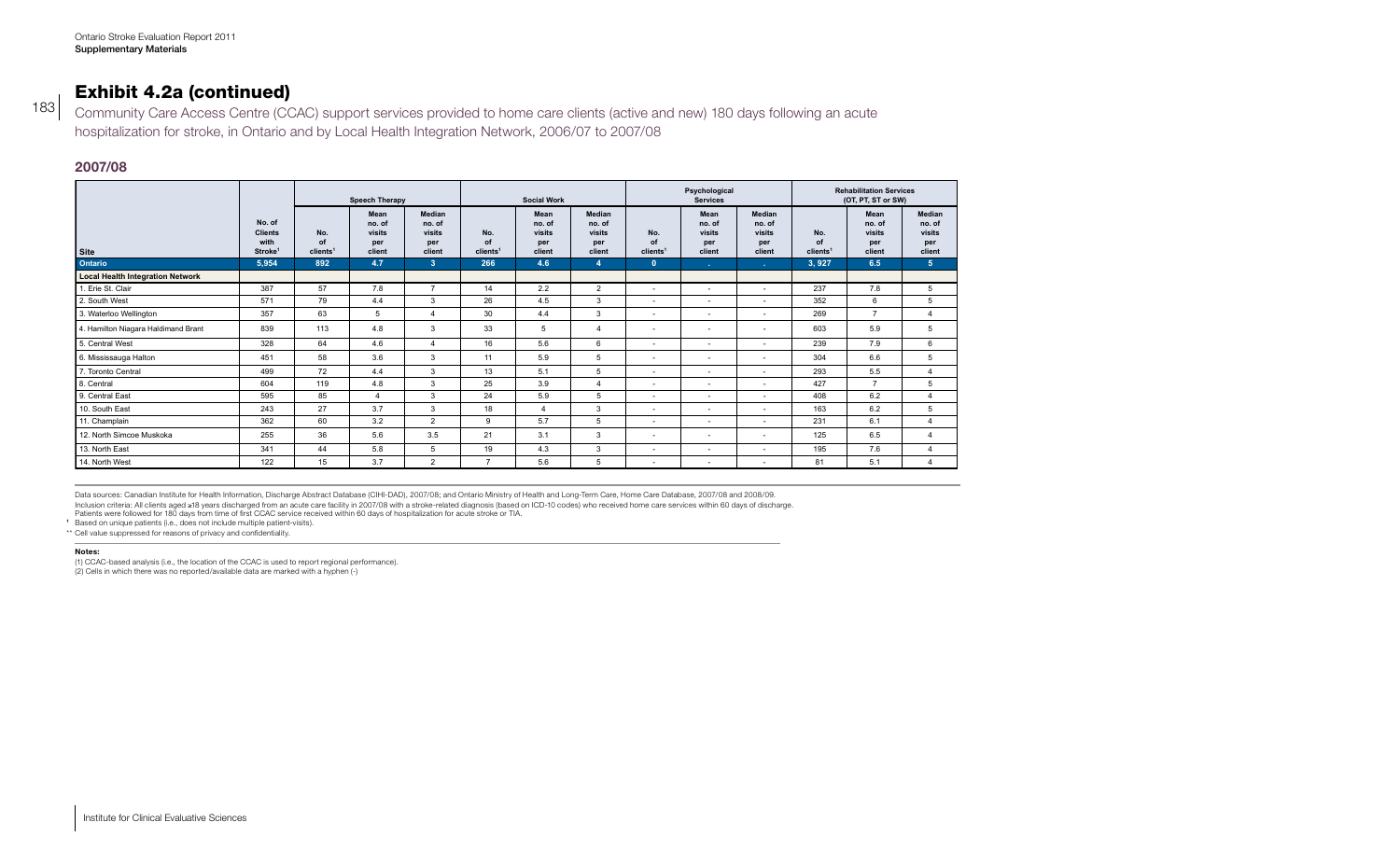# Exhibit 4.2a (continued)

Community Care Access Centre (CCAC) support services provided to home care clients (active and new) 180 days following an acute hospitalization for stroke, in Ontario and by Local Health Integration Network, 2006/07 to 2007/08

## 2007/08

| Site | No. of Clients with Stroke[1] | Speech Therapy | | | Social Work | | | Psychological Services | | | Rehabilitation Services (OT, PT, ST or SW) | | |
|---|---|---|---|---|---|---|---|---|---|---|---|---|---|
| | | No. of clients[1] | Mean no. of visits per client | Median no. of visits per client | No. of clients[1] | Mean no. of visits per client | Median no. of visits per client | No. of clients[1] | Mean no. of visits per client | Median no. of visits per client | No. of clients[1] | Mean no. of visits per client | Median no. of visits per client |
| **Ontario** | **5,954** | **892** | **4.7** | **3** | **266** | **4.6** | **4** | **0** | **.** | **.** | **3, 927** | **6.5** | **5** |
| **Local Health Integration Network** | | | | | | | | | | | | | |
| 1. Erie St. Clair | 387 | 57 | 7.8 | 7 | 14 | 2.2 | 2 | - | - | - | 237 | 7.8 | 5 |
| 2. South West | 571 | 79 | 4.4 | 3 | 26 | 4.5 | 3 | - | - | - | 352 | 6 | 5 |
| 3. Waterloo Wellington | 357 | 63 | 5 | 4 | 30 | 4.4 | 3 | - | - | - | 269 | 7 | 4 |
| 4. Hamilton Niagara Haldimand Brant | 839 | 113 | 4.8 | 3 | 33 | 5 | 4 | - | - | - | 603 | 5.9 | 5 |
| 5. Central West | 328 | 64 | 4.6 | 4 | 16 | 5.6 | 6 | - | - | - | 239 | 7.9 | 6 |
| 6. Mississauga Halton | 451 | 58 | 3.6 | 3 | 11 | 5.9 | 5 | - | - | - | 304 | 6.6 | 5 |
| 7. Toronto Central | 499 | 72 | 4.4 | 3 | 13 | 5.1 | 5 | - | - | - | 293 | 5.5 | 4 |
| 8. Central | 604 | 119 | 4.8 | 3 | 25 | 3.9 | 4 | - | - | - | 427 | 7 | 5 |
| 9. Central East | 595 | 85 | 4 | 3 | 24 | 5.9 | 5 | - | - | - | 408 | 6.2 | 4 |
| 10. South East | 243 | 27 | 3.7 | 3 | 18 | 4 | 3 | - | - | - | 163 | 6.2 | 5 |
| 11. Champlain | 362 | 60 | 3.2 | 2 | 9 | 5.7 | 5 | - | - | - | 231 | 6.1 | 4 |
| 12. North Simcoe Muskoka | 255 | 36 | 5.6 | 3.5 | 21 | 3.1 | 3 | - | - | - | 125 | 6.5 | 4 |
| 13. North East | 341 | 44 | 5.8 | 5 | 19 | 4.3 | 3 | - | - | - | 195 | 7.6 | 4 |
| 14. North West | 122 | 15 | 3.7 | 2 | 7 | 5.6 | 5 | - | - | - | 81 | 5.1 | 4 |

Data sources: Canadian Institute for Health Information, Discharge Abstract Database (CIHI-DAD), 2007/08; and Ontario Ministry of Health and Long-Term Care, Home Care Database, 2007/08 and 2008/09.

Inclusion criteria: All clients aged ≥18 years discharged from an acute care facility in 2007/08 with a stroke-related diagnosis (based on ICD-10 codes) who received home care services within 60 days of discharge.

Patients were followed for 180 days from time of first CCAC service received within 60 days of hospitalization for acute stroke or TIA.

[1] Based on unique patients (i.e., does not include multiple patient-visits).

** Cell value suppressed for reasons of privacy and confidentiality.

**Notes:**

(1) CCAC-based analysis (i.e., the location of the CCAC is used to report regional performance).

(2) Cells in which there was no reported/available data are marked with a hyphen (-)